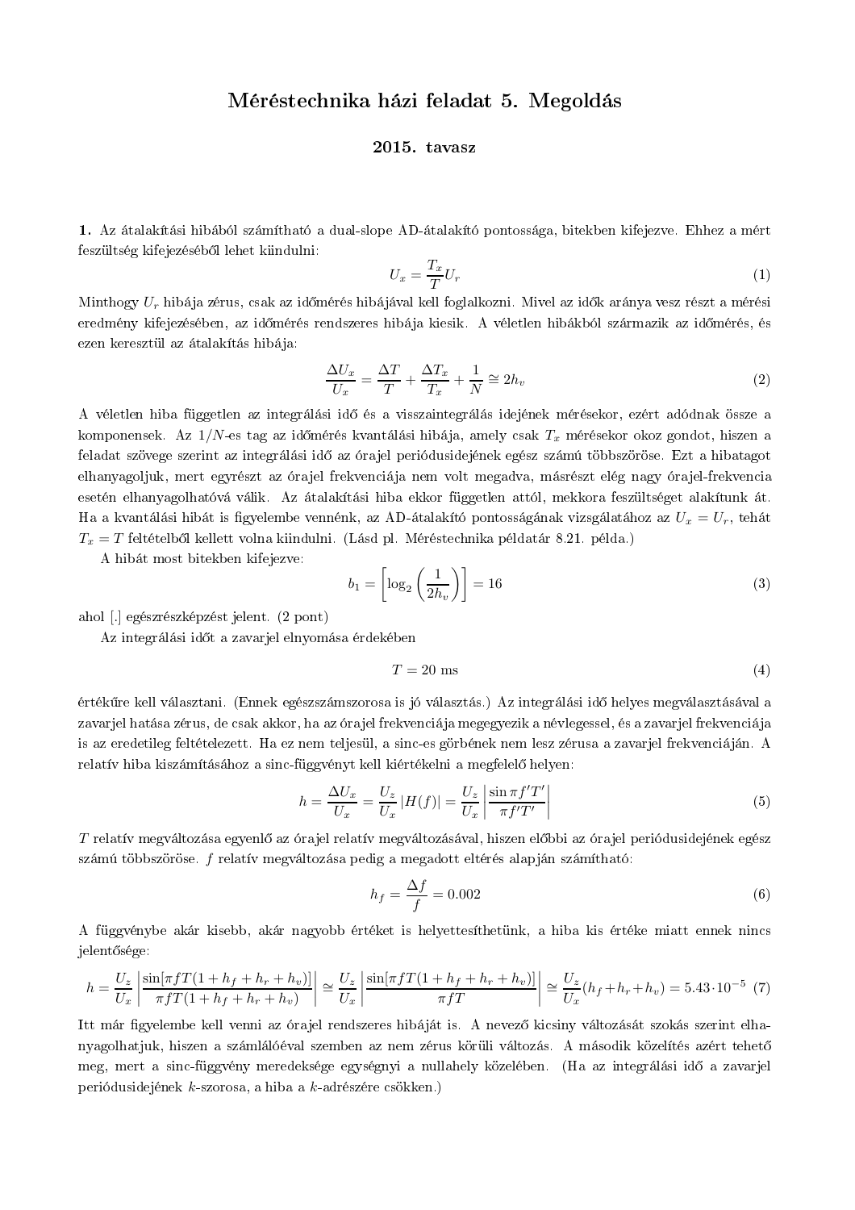# Méréstechnika házi feladat 5. Megoldás

## 2015. tavasz

**1.** Az átalakítási hibából számítható a dual-slope AD-átalakító pontossága, bitekben kifejezve. Ehhez a mért feszültség kifejezéséből lehet kiindulni:

$$U_x = \frac{T_x}{T} U_r \tag{1}$$

Minthogy $U_r$ hibája zérus, csak az időmérés hibájával kell foglalkozni. Mivel az idők aránya vesz részt a mérési eredmény kifejezésében, az időmérés rendszeres hibája kiesik. A véletlen hibákból származik az időmérés, és ezen keresztül az átalakítás hibája:

$$\frac{\Delta U_x}{U_x} = \frac{\Delta T}{T} + \frac{\Delta T_x}{T_x} + \frac{1}{N} \cong 2h_v \tag{2}$$

A véletlen hiba független az integrálási idő és a visszaintegrálás idejének mérésekor, ezért adódnak össze a komponensek. Az $1/N$-es tag az időmérés kvantálási hibája, amely csak $T_x$ mérésekor okoz gondot, hiszen a feladat szövege szerint az integrálási idő az órajel periódusidejének egész számú többszöröse. Ezt a hibatagot elhanyagoljuk, mert egyrészt az órajel frekvenciája nem volt megadva, másrészt elég nagy órajel-frekvencia esetén elhanyagolhatóvá válik. Az átalakítási hiba ekkor független attól, mekkora feszültséget alakítunk át. Ha a kvantálási hibát is figyelembe vennénk, az AD-átalakító pontosságának vizsgálatához az $U_x = U_r$, tehát $T_x = T$ feltételből kellett volna kiindulni. (Lásd pl. Méréstechnika példatár 8.21. példa.)

A hibát most bitekben kifejezve:

$$b_1 = \left[\log_2\left(\frac{1}{2h_v}\right)\right] = 16 \tag{3}$$

ahol [.] egészrészképzést jelent. (2 pont)

Az integrálási időt a zavarjel elnyomása érdekében

$$T = 20 \text{ ms} \tag{4}$$

értékűre kell választani. (Ennek egészszámszorosa is jó választás.) Az integrálási idő helyes megválasztásával a zavarjel hatása zérus, de csak akkor, ha az órajel frekvenciája megegyezik a névlegessel, és a zavarjel frekvenciája is az eredetileg feltételezett. Ha ez nem teljesül, a sinc-es görbének nem lesz zérusa a zavarjel frekvenciáján. A relatív hiba kiszámításához a sinc-függvényt kell kiértékelni a megfelelő helyen:

$$h = \frac{\Delta U_x}{U_x} = \frac{U_z}{U_x}|H(f)| = \frac{U_z}{U_x}\left|\frac{\sin \pi f' T'}{\pi f' T'}\right| \tag{5}$$

$T$ relatív megváltozása egyenlő az órajel relatív megváltozásával, hiszen előbbi az órajel periódusidejének egész számú többszöröse. $f$ relatív megváltozása pedig a megadott eltérés alapján számítható:

$$h_f = \frac{\Delta f}{f} = 0.002 \tag{6}$$

A függvénybe akár kisebb, akár nagyobb értéket is helyettesíthetünk, a hiba kis értéke miatt ennek nincs jelentősége:

$$h = \frac{U_z}{U_x}\left|\frac{\sin[\pi f T(1 + h_f + h_r + h_v)]}{\pi f T(1 + h_f + h_r + h_v)}\right| \cong \frac{U_z}{U_x}\left|\frac{\sin[\pi f T(1 + h_f + h_r + h_v)]}{\pi f T}\right| \cong \frac{U_z}{U_x}(h_f + h_r + h_v) = 5.43 \cdot 10^{-5} \tag{7}$$

Itt már figyelembe kell venni az órajel rendszeres hibáját is. A nevező kicsiny változását szokás szerint elhanyagolhatjuk, hiszen a számlálóéval szemben az nem zérus körüli változás. A második közelítés azért tehető meg, mert a sinc-függvény meredeksége egységnyi a nullahely közelében. (Ha az integrálási idő a zavarjel periódusidejének $k$-szorosa, a hiba a $k$-adrészére csökken.)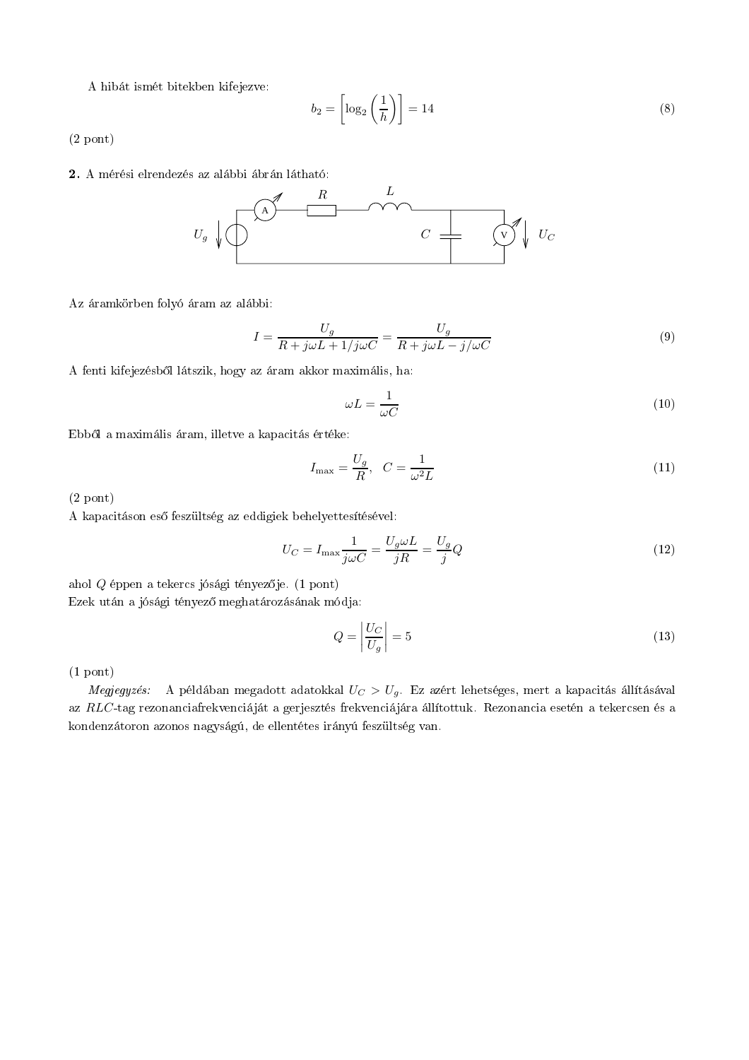A hibát ismét bitekben kifejezve:

$$b_2 = \left[\log_2\left(\frac{1}{h}\right)\right] = 14 \tag{8}$$

(2 pont)

**2.** A mérési elrendezés az alábbi ábrán látható:

Az áramkörben folyó áram az alábbi:

$$I = \frac{U_g}{R + j\omega L + 1/j\omega C} = \frac{U_g}{R + j\omega L - j/\omega C} \tag{9}$$

A fenti kifejezésből látszik, hogy az áram akkor maximális, ha:

$$\omega L = \frac{1}{\omega C} \tag{10}$$

Ebből a maximális áram, illetve a kapacitás értéke:

$$I_{\max} = \frac{U_g}{R}, \quad C = \frac{1}{\omega^2 L} \tag{11}$$

(2 pont)

A kapacitáson eső feszültség az eddigiek behelyettesítésével:

$$U_C = I_{\max}\frac{1}{j\omega C} = \frac{U_g \omega L}{jR} = \frac{U_g}{j}Q \tag{12}$$

ahol $Q$ éppen a tekercs jósági tényezője. (1 pont)

Ezek után a jósági tényező meghatározásának módja:

$$Q = \left|\frac{U_C}{U_g}\right| = 5 \tag{13}$$

(1 pont)

*Megjegyzés:* A példában megadott adatokkal $U_C > U_g$. Ez azért lehetséges, mert a kapacitás állításával az $RLC$-tag rezonanciafrekvenciáját a gerjesztés frekvenciájára állítottuk. Rezonancia esetén a tekercsen és a kondenzátoron azonos nagyságú, de ellentétes irányú feszültség van.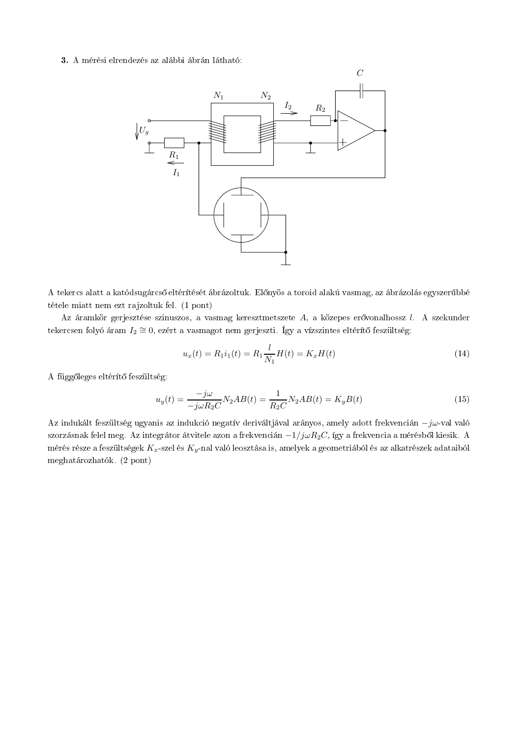**3.** A mérési elrendezés az alábbi ábrán látható:

C

$N_1$ $N_2$ $I_2$ $R_2$

$U_g$

$R_1$

$I_1$

A tekercs alatt a katódsugárcső eltérítését ábrázoltuk. Előnyös a toroid alakú vasmag, az ábrázolás egyszerűbbé tétele miatt nem ezt rajzoltuk fel. (1 pont)

Az áramkör gerjesztése szinuszos, a vasmag keresztmetszete $A$, a közepes erővonalhossz $l$. A szekunder tekercsen folyó áram $I_2 \cong 0$, ezért a vasmagot nem gerjeszti. Így a vízszintes eltérítő feszültség:

$$u_x(t) = R_1 i_1(t) = R_1 \frac{l}{N_1} H(t) = K_x H(t) \tag{14}$$

A függőleges eltérítő feszültség:

$$u_y(t) = \frac{-j\omega}{-j\omega R_2 C} N_2 A B(t) = \frac{1}{R_2 C} N_2 A B(t) = K_y B(t) \tag{15}$$

Az indukált feszültség ugyanis az indukció negatív deriváltjával arányos, amely adott frekvencián $-j\omega$-val való szorzásnak felel meg. Az integrátor átvitele azon a frekvencián $-1/j\omega R_2 C$, így a frekvencia a mérésből kiesik. A mérés része a feszültségek $K_x$-szel és $K_y$-nal való leosztása is, amelyek a geometriából és az alkatrészek adataiból meghatározhatók. (2 pont)